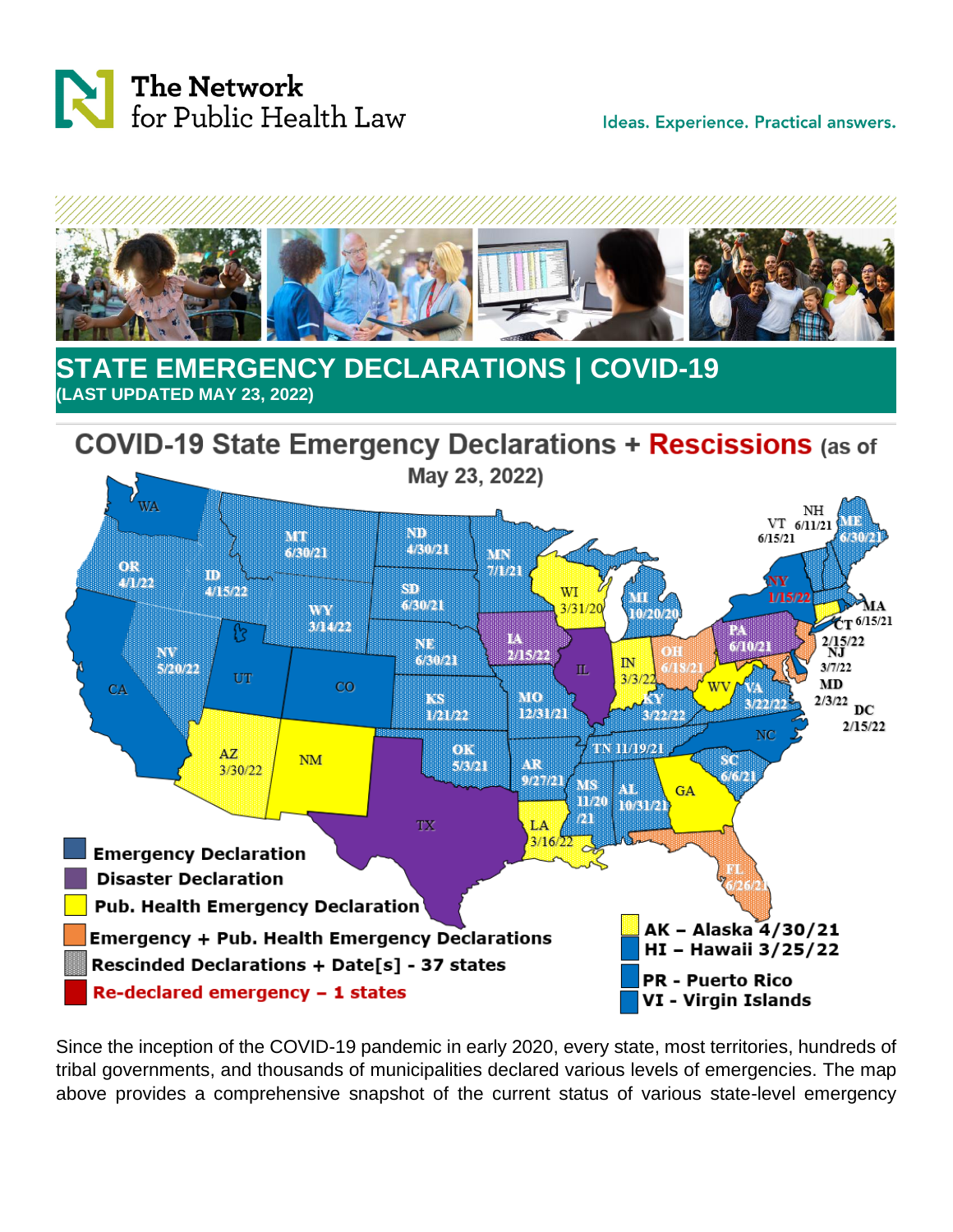The Network for Public Health Law

Ideas. Experience. Practical answers.

# STATE EMERGENCY DECLARATIONS | COVID-19

**(LAST UPDATED MAY 23, 2022)**

## COVID-19 State Emergency Declarations + Rescissions (as of May 23, 2022)

Emergency Declaration
Disaster Declaration
Pub. Health Emergency Declaration
Emergency + Pub. Health Emergency Declarations
Rescinded Declarations + Date[s] - 37 states
Re-declared emergency – 1 states

WA; OR 4/1/22; CA; ID 4/15/22; NV 5/20/22; MT 6/30/21; WY 3/14/22; UT; CO; AZ 3/30/22; NM; ND 4/30/21; SD 6/30/21; NE 6/30/21; KS 1/21/22; OK 5/3/21; TX; MN 7/1/21; IA 2/15/22; MO 12/31/21; AR 9/27/21; LA 3/16/22; WI 3/31/20; IL; MI 10/20/20; IN 3/3/22; OH 6/18/21; KY 3/22/22; TN 11/19/21; MS 11/20/21; AL 10/31/21; GA; FL 6/26/21; SC 6/6/21; NC; WV; VA 3/22/22; PA 6/10/21; NY 1/15/22; VT 6/15/21; NH 6/11/21; ME 6/30/21; MA 6/15/21; CT 2/15/22; NJ 3/7/22; MD 2/3/22; DC 2/15/22

AK – Alaska 4/30/21
HI – Hawaii 3/25/22
PR - Puerto Rico
VI - Virgin Islands

Since the inception of the COVID-19 pandemic in early 2020, every state, most territories, hundreds of tribal governments, and thousands of municipalities declared various levels of emergencies. The map above provides a comprehensive snapshot of the current status of various state-level emergency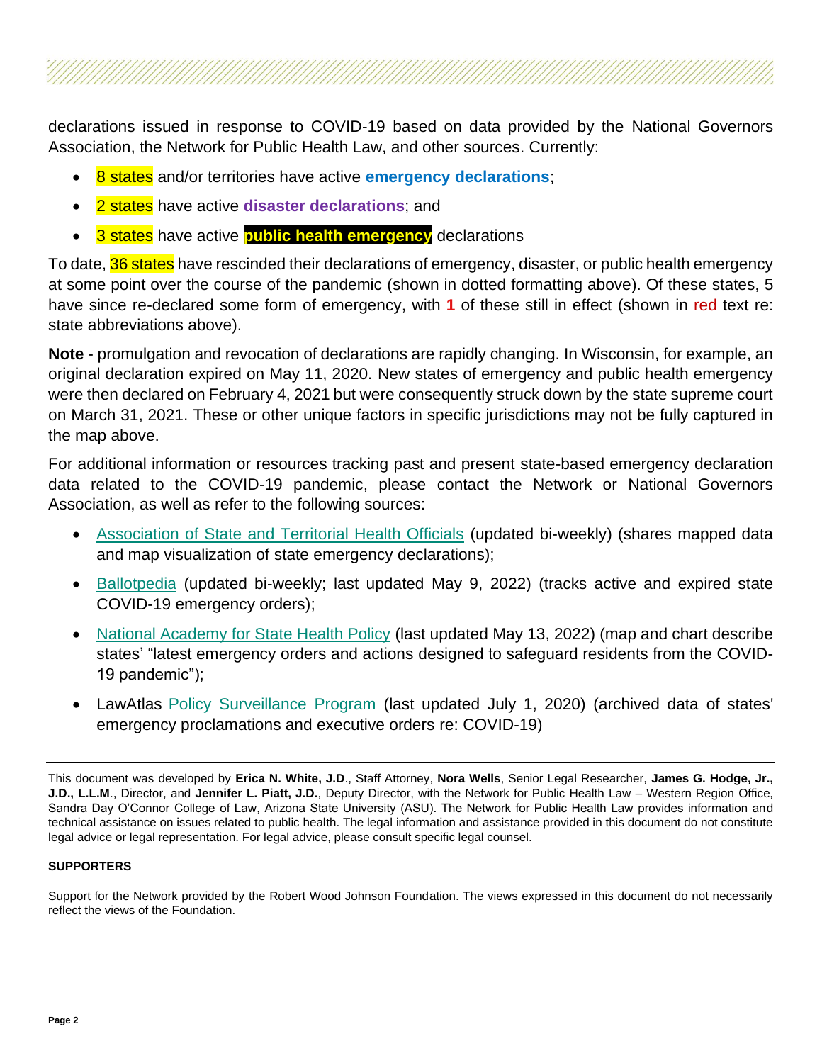declarations issued in response to COVID-19 based on data provided by the National Governors Association, the Network for Public Health Law, and other sources. Currently:

- 8 states and/or territories have active **emergency declarations**;
- 2 states have active **disaster declarations**; and
- 3 states have active **public health emergency** declarations

To date, 36 states have rescinded their declarations of emergency, disaster, or public health emergency at some point over the course of the pandemic (shown in dotted formatting above). Of these states, 5 have since re-declared some form of emergency, with **1** of these still in effect (shown in red text re: state abbreviations above).

**Note** - promulgation and revocation of declarations are rapidly changing. In Wisconsin, for example, an original declaration expired on May 11, 2020. New states of emergency and public health emergency were then declared on February 4, 2021 but were consequently struck down by the state supreme court on March 31, 2021. These or other unique factors in specific jurisdictions may not be fully captured in the map above.

For additional information or resources tracking past and present state-based emergency declaration data related to the COVID-19 pandemic, please contact the Network or National Governors Association, as well as refer to the following sources:

- Association of State and Territorial Health Officials (updated bi-weekly) (shares mapped data and map visualization of state emergency declarations);
- Ballotpedia (updated bi-weekly; last updated May 9, 2022) (tracks active and expired state COVID-19 emergency orders);
- National Academy for State Health Policy (last updated May 13, 2022) (map and chart describe states' "latest emergency orders and actions designed to safeguard residents from the COVID-19 pandemic");
- LawAtlas Policy Surveillance Program (last updated July 1, 2020) (archived data of states' emergency proclamations and executive orders re: COVID-19)

---

This document was developed by **Erica N. White, J.D**., Staff Attorney, **Nora Wells**, Senior Legal Researcher, **James G. Hodge, Jr., J.D., L.L.M**., Director, and **Jennifer L. Piatt, J.D.**, Deputy Director, with the Network for Public Health Law – Western Region Office, Sandra Day O'Connor College of Law, Arizona State University (ASU). The Network for Public Health Law provides information and technical assistance on issues related to public health. The legal information and assistance provided in this document do not constitute legal advice or legal representation. For legal advice, please consult specific legal counsel.

**SUPPORTERS**

Support for the Network provided by the Robert Wood Johnson Foundation. The views expressed in this document do not necessarily reflect the views of the Foundation.